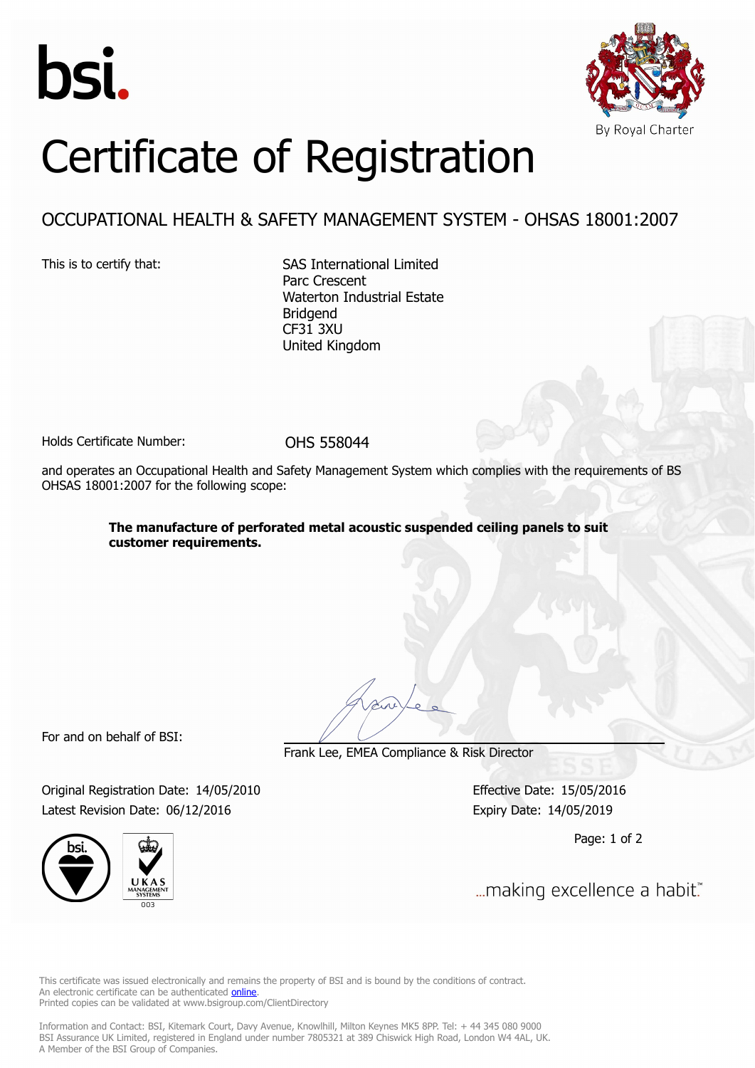bsi.

By Royal Charter

# Certificate of Registration

## OCCUPATIONAL HEALTH & SAFETY MANAGEMENT SYSTEM - OHSAS 18001:2007

This is to certify that:

SAS International Limited
Parc Crescent
Waterton Industrial Estate
Bridgend
CF31 3XU
United Kingdom

Holds Certificate Number: OHS 558044

and operates an Occupational Health and Safety Management System which complies with the requirements of BS OHSAS 18001:2007 for the following scope:

**The manufacture of perforated metal acoustic suspended ceiling panels to suit customer requirements.**

For and on behalf of BSI:

Frank Lee, EMEA Compliance & Risk Director

Original Registration Date: 14/05/2010
Latest Revision Date: 06/12/2016

Effective Date: 15/05/2016
Expiry Date: 14/05/2019

UKAS MANAGEMENT SYSTEMS 003

...making excellence a habit.™

This certificate was issued electronically and remains the property of BSI and is bound by the conditions of contract.
An electronic certificate can be authenticated online.
Printed copies can be validated at www.bsigroup.com/ClientDirectory

Information and Contact: BSI, Kitemark Court, Davy Avenue, Knowlhill, Milton Keynes MK5 8PP. Tel: + 44 345 080 9000
BSI Assurance UK Limited, registered in England under number 7805321 at 389 Chiswick High Road, London W4 4AL, UK.
A Member of the BSI Group of Companies.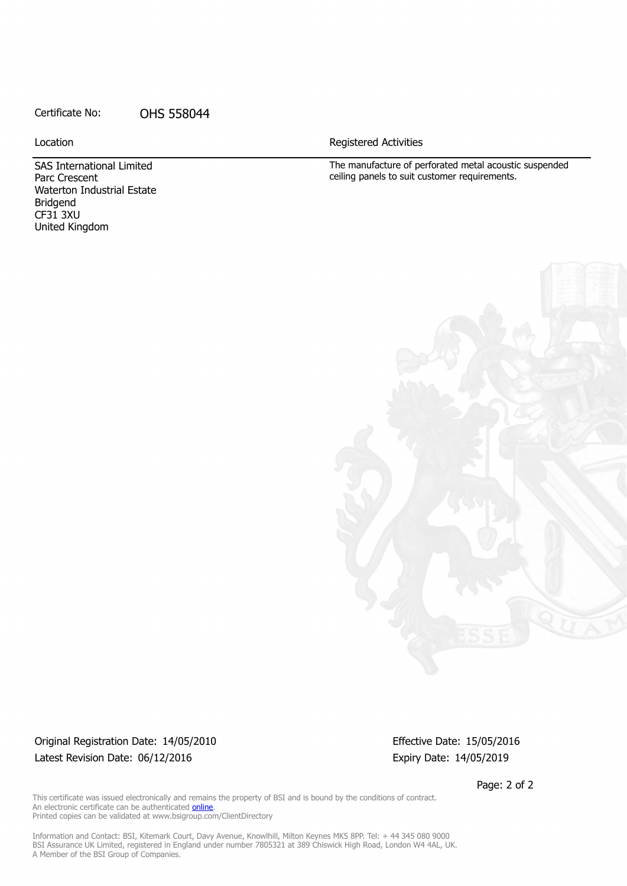Certificate No: OHS 558044

| Location | Registered Activities |
| --- | --- |
| SAS International Limited<br>Parc Crescent<br>Waterton Industrial Estate<br>Bridgend<br>CF31 3XU<br>United Kingdom | The manufacture of perforated metal acoustic suspended ceiling panels to suit customer requirements. |

Original Registration Date: 14/05/2010

Latest Revision Date: 06/12/2016

Effective Date: 15/05/2016

Expiry Date: 14/05/2019

This certificate was issued electronically and remains the property of BSI and is bound by the conditions of contract.
An electronic certificate can be authenticated online.
Printed copies can be validated at www.bsigroup.com/ClientDirectory

Information and Contact: BSI, Kitemark Court, Davy Avenue, Knowlhill, Milton Keynes MK5 8PP. Tel: + 44 345 080 9000
BSI Assurance UK Limited, registered in England under number 7805321 at 389 Chiswick High Road, London W4 4AL, UK.
A Member of the BSI Group of Companies.